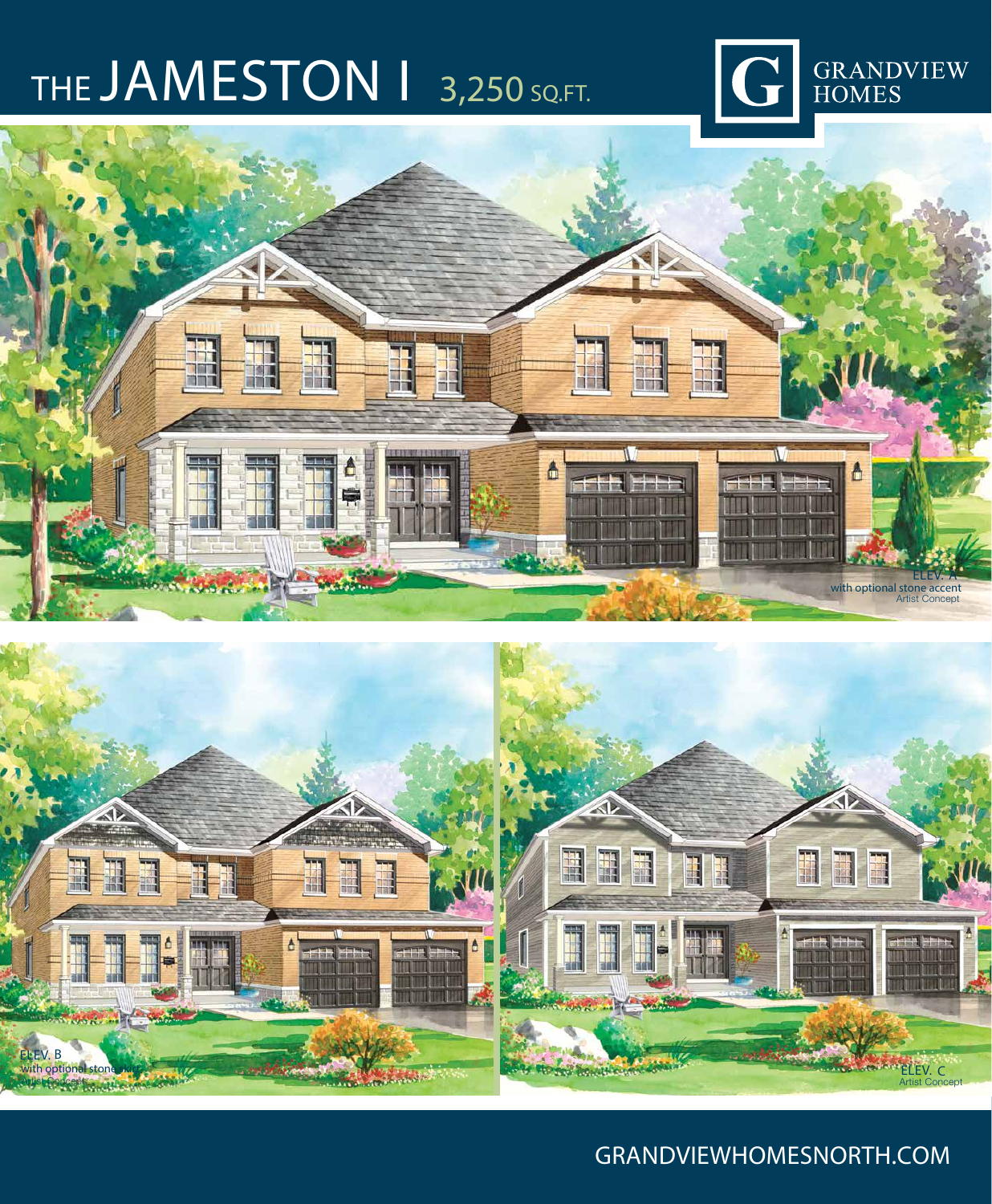# THE JAMESTON I 3,250 SQ.FT.

GRANDVIEW HOMES

ELEV. A
with optional stone accent
Artist Concept

ELEV. B
with optional stone accent
Artist Concept

ELEV. C
Artist Concept

GRANDVIEWHOMESNORTH.COM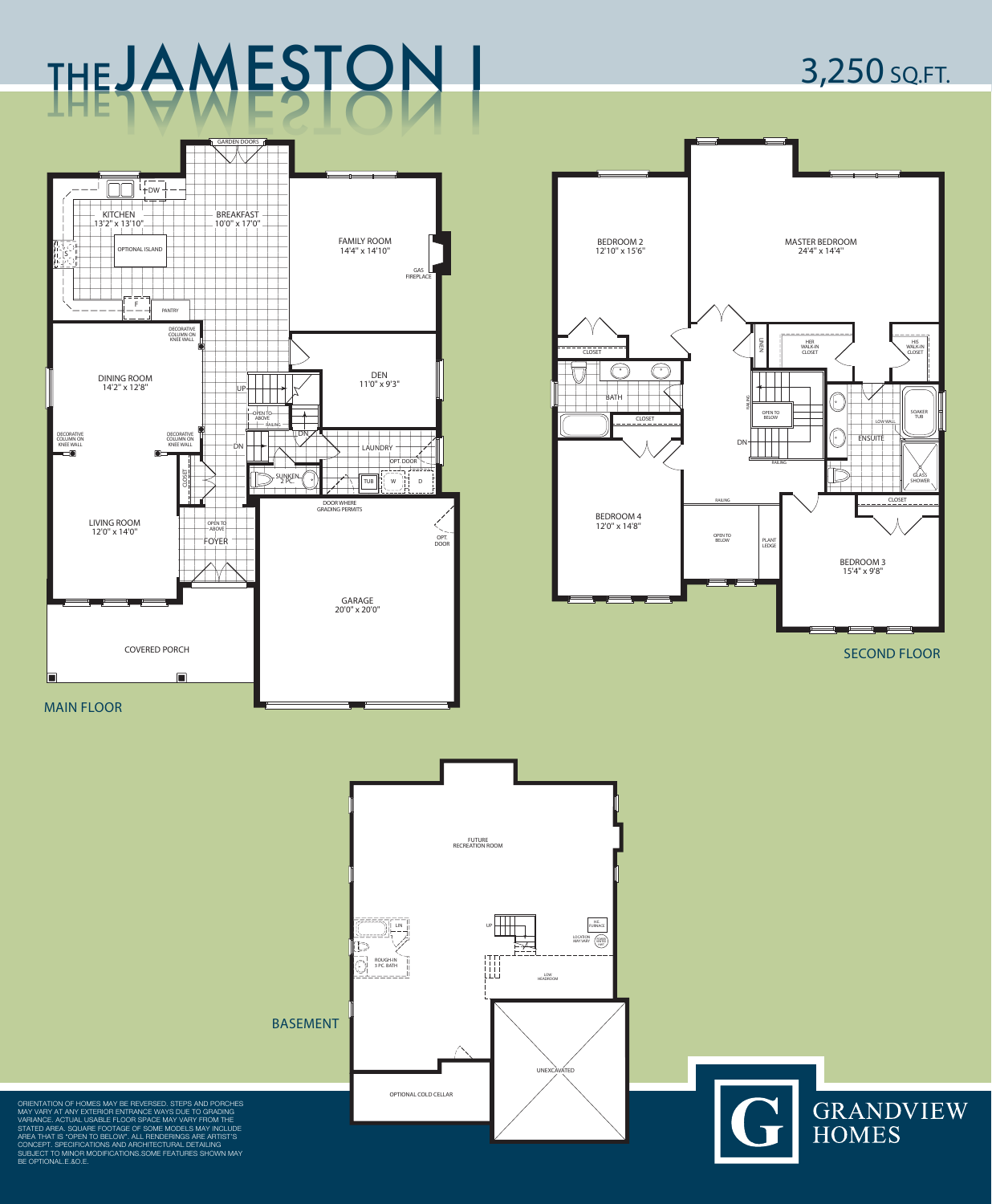# THE JAMESTON I

## 3,250 SQ.FT.

## MAIN FLOOR

- GARDEN DOORS
- KITCHEN 13'2" x 13'10"
- DW
- OPTIONAL ISLAND
- S
- F
- PANTRY
- BREAKFAST 10'0" x 17'0"
- FAMILY ROOM 14'4" x 14'10"
- GAS FIREPLACE
- DECORATIVE COLUMN ON KNEE WALL
- DINING ROOM 14'2" x 12'8"
- DEN 11'0" x 9'3"
- UP
- OPEN TO ABOVE
- RAILING
- DECORATIVE COLUMN ON KNEE WALL
- DECORATIVE COLUMN ON KNEE WALL
- DN
- DN
- LAUNDRY
- OPT. DOOR
- CLOSET
- SUNKEN 2 PC.
- TUB
- W
- D
- DOOR WHERE GRADING PERMITS
- LIVING ROOM 12'0" x 14'0"
- OPEN TO ABOVE
- FOYER
- OPT. DOOR
- GARAGE 20'0" x 20'0"
- COVERED PORCH

## SECOND FLOOR

- BEDROOM 2 12'10" x 15'6"
- MASTER BEDROOM 24'4" x 14'4"
- CLOSET
- LINEN
- HER WALK-IN CLOSET
- HIS WALK-IN CLOSET
- BATH
- RAILING
- OPEN TO BELOW
- CLOSET
- DN
- LOW WALL
- SOAKER TUB
- ENSUITE
- RAILING
- GLASS SHOWER
- CLOSET
- RAILING
- BEDROOM 4 12'0" x 14'8"
- OPEN TO BELOW
- PLANT LEDGE
- BEDROOM 3 15'4" x 9'8"

## BASEMENT

- FUTURE RECREATION ROOM
- LIN
- UP
- H.E. FURNACE
- LOCATION MAY VARY
- ROUGH-IN 3 PC. BATH
- LOW HEADROOM
- UNEXCAVATED
- OPTIONAL COLD CELLAR

ORIENTATION OF HOMES MAY BE REVERSED. STEPS AND PORCHES MAY VARY AT ANY EXTERIOR ENTRANCE WAYS DUE TO GRADING VARIANCE. ACTUAL USABLE FLOOR SPACE MAY VARY FROM THE STATED AREA. SQUARE FOOTAGE OF SOME MODELS MAY INCLUDE AREA THAT IS "OPEN TO BELOW". ALL RENDERINGS ARE ARTIST'S CONCEPT. SPECIFICATIONS AND ARCHITECTURAL DETAILING SUBJECT TO MINOR MODIFICATIONS.SOME FEATURES SHOWN MAY BE OPTIONAL.E.&O.E.

GRANDVIEW HOMES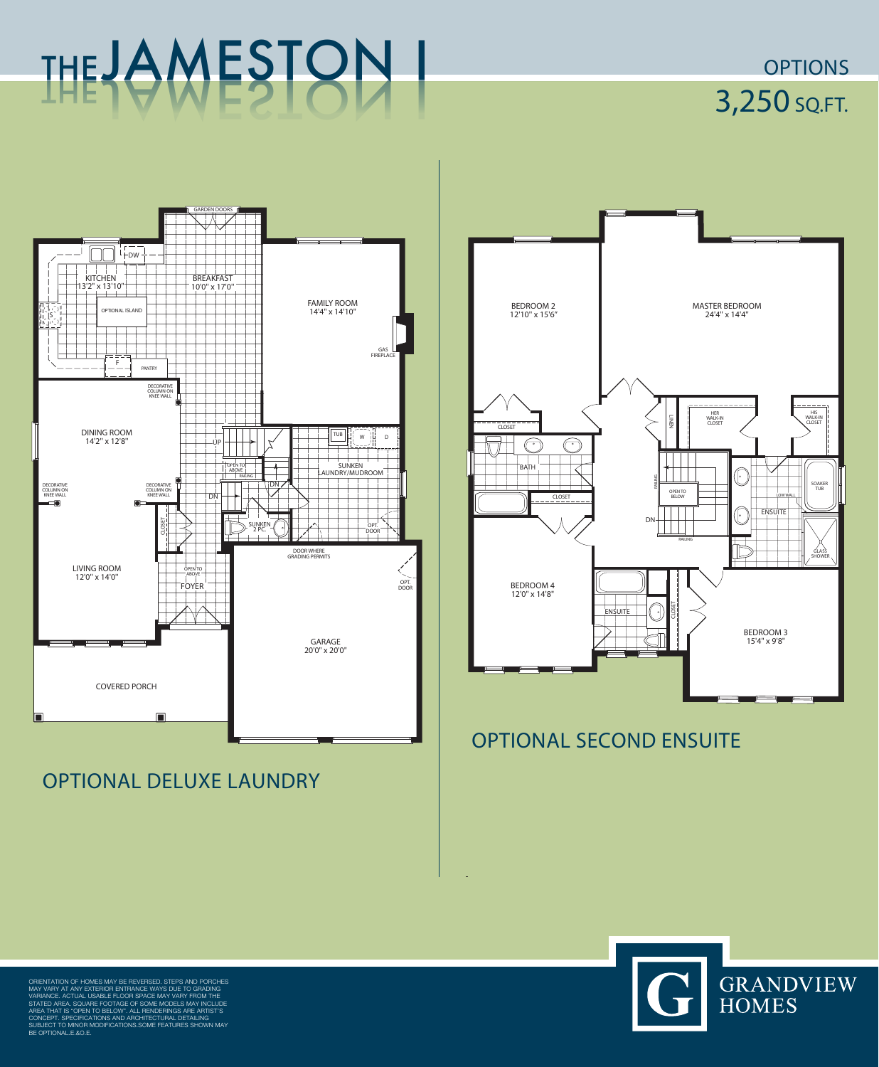# THE JAMESTON I

OPTIONS

3,250 SQ.FT.

GARDEN DOORS

DW

KITCHEN
13'2" x 13'10"

BREAKFAST
10'0" x 17'0"

FAMILY ROOM
14'4" x 14'10"

OPTIONAL ISLAND

S

GAS FIREPLACE

F

PANTRY

DECORATIVE COLUMN ON KNEE WALL

DINING ROOM
14'2" x 12'8"

UP

TUB

W

D

OPEN TO ABOVE

RAILING

SUNKEN LAUNDRY/MUDROOM

DECORATIVE COLUMN ON KNEE WALL

DECORATIVE COLUMN ON KNEE WALL

DN

DN

CLOSET

SUNKEN 2 PC.

OPT. DOOR

LIVING ROOM
12'0" x 14'0"

OPEN TO ABOVE

FOYER

DOOR WHERE GRADING PERMITS

OPT. DOOR

GARAGE
20'0" x 20'0"

COVERED PORCH

## OPTIONAL DELUXE LAUNDRY

BEDROOM 2
12'10" x 15'6"

MASTER BEDROOM
24'4" x 14'4"

CLOSET

LINEN

HER WALK-IN CLOSET

HIS WALK-IN CLOSET

BATH

RAILING

OPEN TO BELOW

SOAKER TUB

LOW WALL

CLOSET

ENSUITE

DN

RAILING

GLASS SHOWER

BEDROOM 4
12'0" x 14'8"

ENSUITE

CLOSET

BEDROOM 3
15'4" x 9'8"

## OPTIONAL SECOND ENSUITE

ORIENTATION OF HOMES MAY BE REVERSED. STEPS AND PORCHES MAY VARY AT ANY EXTERIOR ENTRANCE WAYS DUE TO GRADING VARIANCE. ACTUAL USABLE FLOOR SPACE MAY VARY FROM THE STATED AREA. SQUARE FOOTAGE OF SOME MODELS MAY INCLUDE AREA THAT IS "OPEN TO BELOW". ALL RENDERINGS ARE ARTIST'S CONCEPT. SPECIFICATIONS AND ARCHITECTURAL DETAILING SUBJECT TO MINOR MODIFICATIONS.SOME FEATURES SHOWN MAY BE OPTIONAL.E.&O.E.

GRANDVIEW HOMES